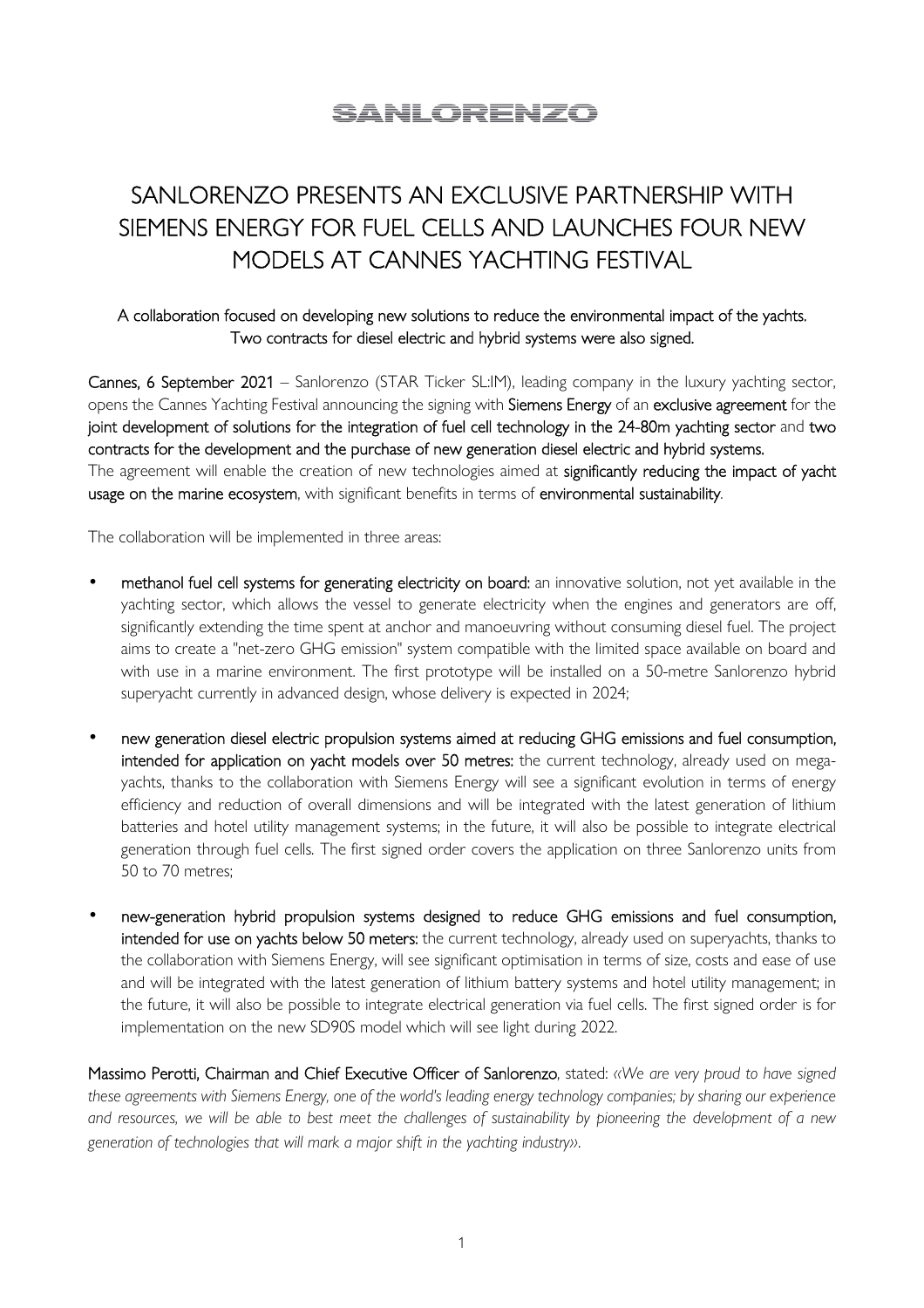SANLORENZO

# SANLORENZO PRESENTS AN EXCLUSIVE PARTNERSHIP WITH SIEMENS ENERGY FOR FUEL CELLS AND LAUNCHES FOUR NEW MODELS AT CANNES YACHTING FESTIVAL

**A collaboration focused on developing new solutions to reduce the environmental impact of the yachts.**
**Two contracts for diesel electric and hybrid systems were also signed.**

**Cannes, 6 September 2021** – Sanlorenzo (STAR Ticker SL:IM), leading company in the luxury yachting sector, opens the Cannes Yachting Festival announcing the signing with **Siemens Energy** of an **exclusive agreement** for the **joint development of solutions for the integration of fuel cell technology in the 24-80m yachting sector** and **two contracts for the development and the purchase of new generation diesel electric and hybrid systems.**
The agreement will enable the creation of new technologies aimed at **significantly reducing the impact of yacht usage on the marine ecosystem**, with significant benefits in terms of **environmental sustainability**.

The collaboration will be implemented in three areas:

- **methanol fuel cell systems for generating electricity on board:** an innovative solution, not yet available in the yachting sector, which allows the vessel to generate electricity when the engines and generators are off, significantly extending the time spent at anchor and manoeuvring without consuming diesel fuel. The project aims to create a "net-zero GHG emission" system compatible with the limited space available on board and with use in a marine environment. The first prototype will be installed on a 50-metre Sanlorenzo hybrid superyacht currently in advanced design, whose delivery is expected in 2024;

- **new generation diesel electric propulsion systems aimed at reducing GHG emissions and fuel consumption, intended for application on yacht models over 50 metres:** the current technology, already used on mega-yachts, thanks to the collaboration with Siemens Energy will see a significant evolution in terms of energy efficiency and reduction of overall dimensions and will be integrated with the latest generation of lithium batteries and hotel utility management systems; in the future, it will also be possible to integrate electrical generation through fuel cells. The first signed order covers the application on three Sanlorenzo units from 50 to 70 metres;

- **new-generation hybrid propulsion systems designed to reduce GHG emissions and fuel consumption, intended for use on yachts below 50 meters:** the current technology, already used on superyachts, thanks to the collaboration with Siemens Energy, will see significant optimisation in terms of size, costs and ease of use and will be integrated with the latest generation of lithium battery systems and hotel utility management; in the future, it will also be possible to integrate electrical generation via fuel cells. The first signed order is for implementation on the new SD90S model which will see light during 2022.

**Massimo Perotti, Chairman and Chief Executive Officer of Sanlorenzo**, stated: *«We are very proud to have signed these agreements with Siemens Energy, one of the world's leading energy technology companies; by sharing our experience and resources, we will be able to best meet the challenges of sustainability by pioneering the development of a new generation of technologies that will mark a major shift in the yachting industry».*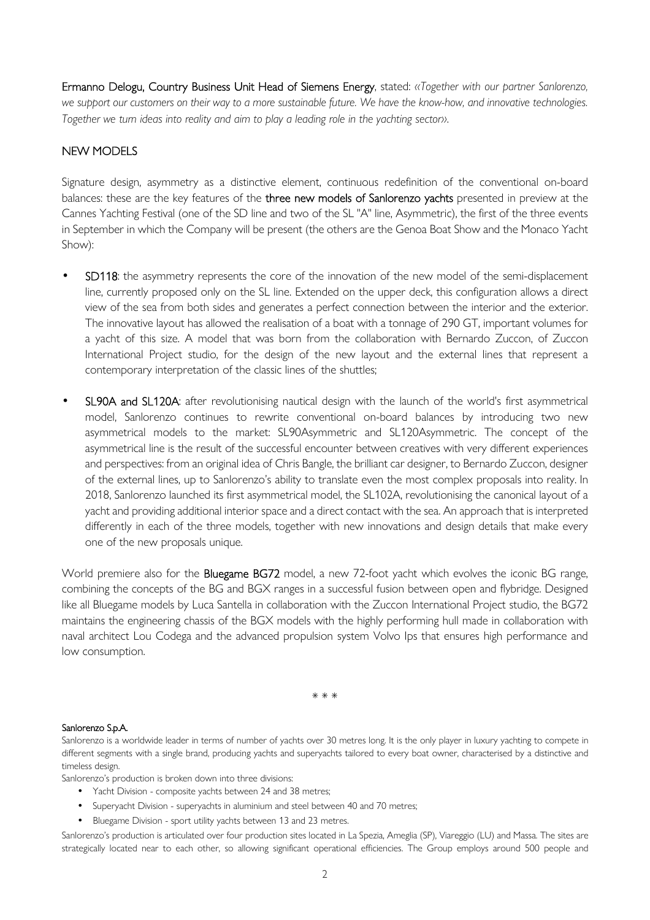**Ermanno Delogu, Country Business Unit Head of Siemens Energy**, stated: *«Together with our partner Sanlorenzo, we support our customers on their way to a more sustainable future. We have the know-how, and innovative technologies. Together we turn ideas into reality and aim to play a leading role in the yachting sector».*

## NEW MODELS

Signature design, asymmetry as a distinctive element, continuous redefinition of the conventional on-board balances: these are the key features of the **three new models of Sanlorenzo yachts** presented in preview at the Cannes Yachting Festival (one of the SD line and two of the SL "A" line, Asymmetric), the first of the three events in September in which the Company will be present (the others are the Genoa Boat Show and the Monaco Yacht Show):

- **SD118**: the asymmetry represents the core of the innovation of the new model of the semi-displacement line, currently proposed only on the SL line. Extended on the upper deck, this configuration allows a direct view of the sea from both sides and generates a perfect connection between the interior and the exterior. The innovative layout has allowed the realisation of a boat with a tonnage of 290 GT, important volumes for a yacht of this size. A model that was born from the collaboration with Bernardo Zuccon, of Zuccon International Project studio, for the design of the new layout and the external lines that represent a contemporary interpretation of the classic lines of the shuttles;
- **SL90A and SL120A**: after revolutionising nautical design with the launch of the world's first asymmetrical model, Sanlorenzo continues to rewrite conventional on-board balances by introducing two new asymmetrical models to the market: SL90Asymmetric and SL120Asymmetric. The concept of the asymmetrical line is the result of the successful encounter between creatives with very different experiences and perspectives: from an original idea of Chris Bangle, the brilliant car designer, to Bernardo Zuccon, designer of the external lines, up to Sanlorenzo's ability to translate even the most complex proposals into reality. In 2018, Sanlorenzo launched its first asymmetrical model, the SL102A, revolutionising the canonical layout of a yacht and providing additional interior space and a direct contact with the sea. An approach that is interpreted differently in each of the three models, together with new innovations and design details that make every one of the new proposals unique.

World premiere also for the **Bluegame BG72** model, a new 72-foot yacht which evolves the iconic BG range, combining the concepts of the BG and BGX ranges in a successful fusion between open and flybridge. Designed like all Bluegame models by Luca Santella in collaboration with the Zuccon International Project studio, the BG72 maintains the engineering chassis of the BGX models with the highly performing hull made in collaboration with naval architect Lou Codega and the advanced propulsion system Volvo Ips that ensures high performance and low consumption.

\* \* \*

**Sanlorenzo S.p.A.**

Sanlorenzo is a worldwide leader in terms of number of yachts over 30 metres long. It is the only player in luxury yachting to compete in different segments with a single brand, producing yachts and superyachts tailored to every boat owner, characterised by a distinctive and timeless design.

Sanlorenzo's production is broken down into three divisions:

- Yacht Division - composite yachts between 24 and 38 metres;
- Superyacht Division - superyachts in aluminium and steel between 40 and 70 metres;
- Bluegame Division - sport utility yachts between 13 and 23 metres.

Sanlorenzo's production is articulated over four production sites located in La Spezia, Ameglia (SP), Viareggio (LU) and Massa. The sites are strategically located near to each other, so allowing significant operational efficiencies. The Group employs around 500 people and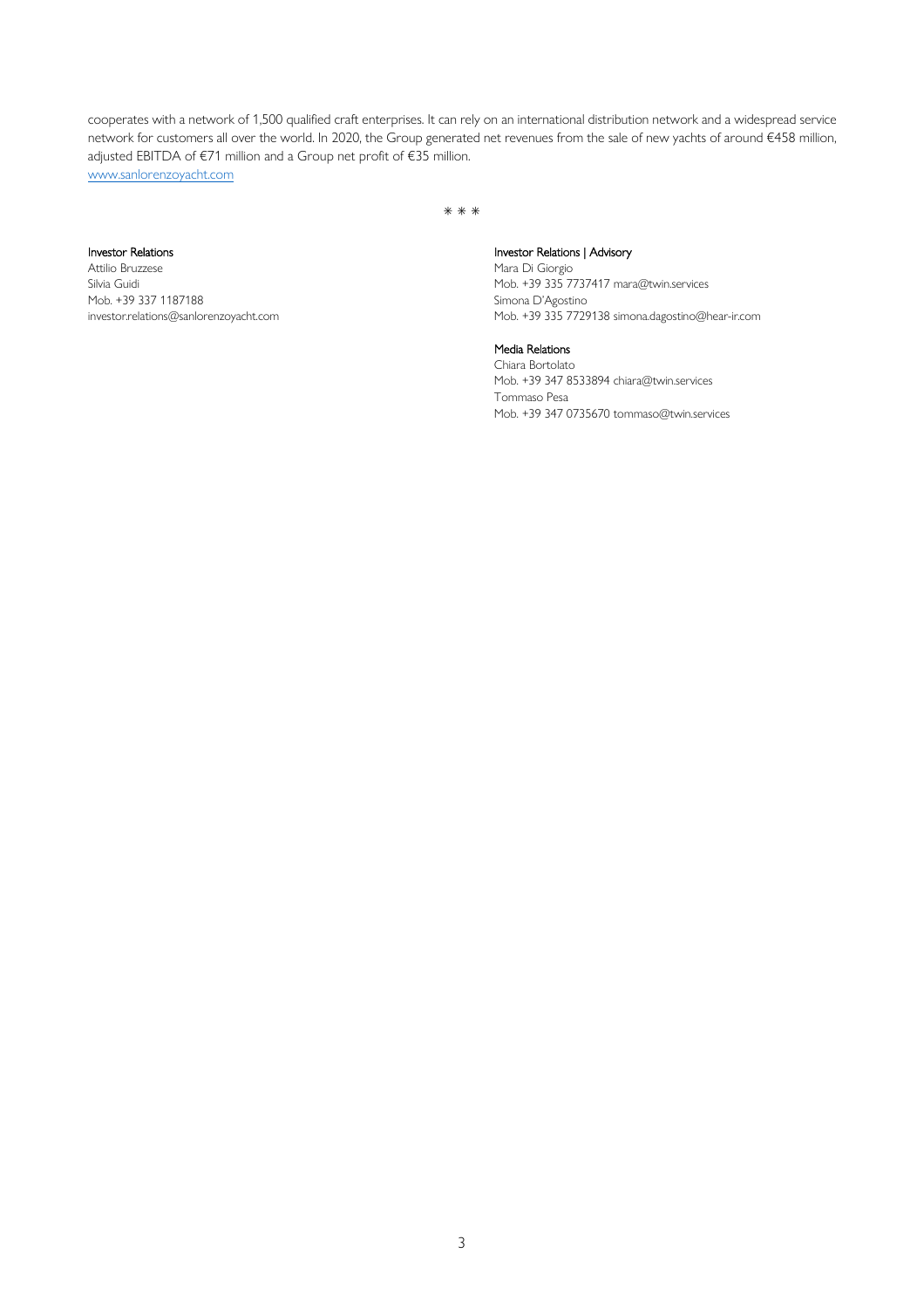cooperates with a network of 1,500 qualified craft enterprises. It can rely on an international distribution network and a widespread service network for customers all over the world. In 2020, the Group generated net revenues from the sale of new yachts of around €458 million, adjusted EBITDA of €71 million and a Group net profit of €35 million.
[www.sanlorenzoyacht.com](http://www.sanlorenzoyacht.com)

\* \* \*

**Investor Relations**
Attilio Bruzzese
Silvia Guidi
Mob. +39 337 1187188
investor.relations@sanlorenzoyacht.com

**Investor Relations | Advisory**
Mara Di Giorgio
Mob. +39 335 7737417 mara@twin.services
Simona D'Agostino
Mob. +39 335 7729138 simona.dagostino@hear-ir.com

**Media Relations**
Chiara Bortolato
Mob. +39 347 8533894 chiara@twin.services
Tommaso Pesa
Mob. +39 347 0735670 tommaso@twin.services